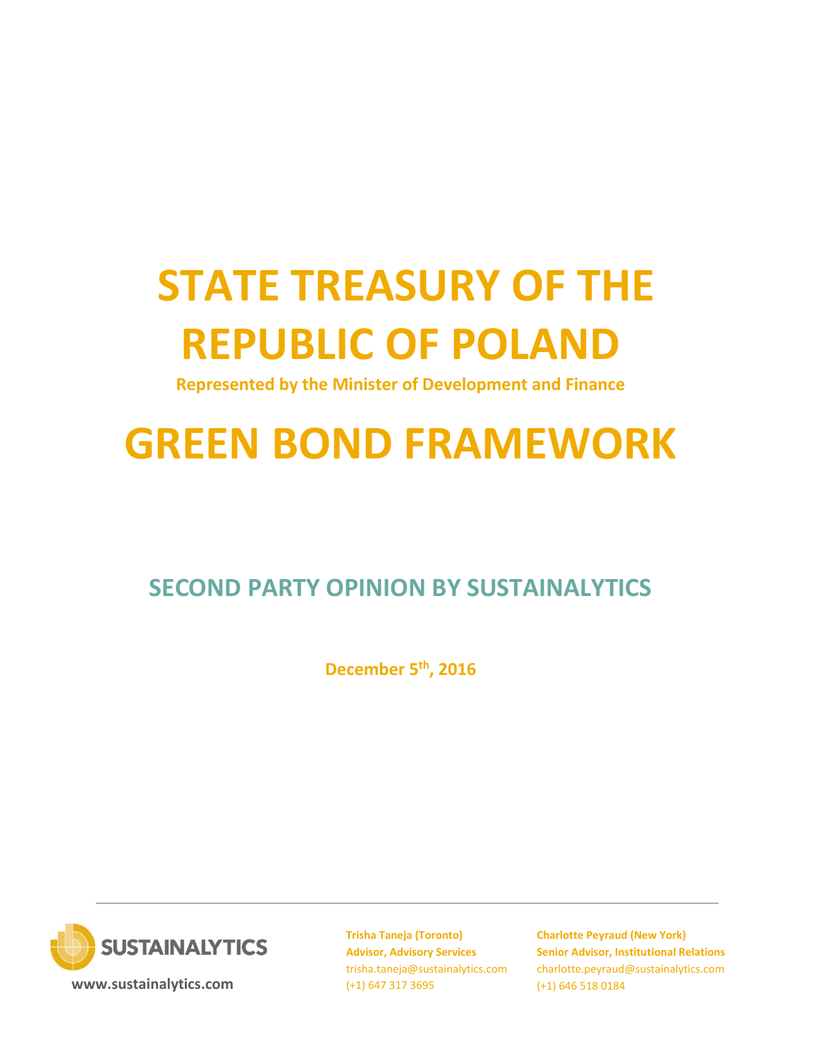# STATE TREASURY OF THE REPUBLIC OF POLAND

**Represented by the Minister of Development and Finance**

# GREEN BOND FRAMEWORK

## SECOND PARTY OPINION BY SUSTAINALYTICS

**December 5th, 2016**

SUSTAINALYTICS

www.sustainalytics.com

**Trisha Taneja (Toronto)**
**Advisor, Advisory Services**
trisha.taneja@sustainalytics.com
(+1) 647 317 3695

**Charlotte Peyraud (New York)**
**Senior Advisor, Institutional Relations**
charlotte.peyraud@sustainalytics.com
(+1) 646 518 0184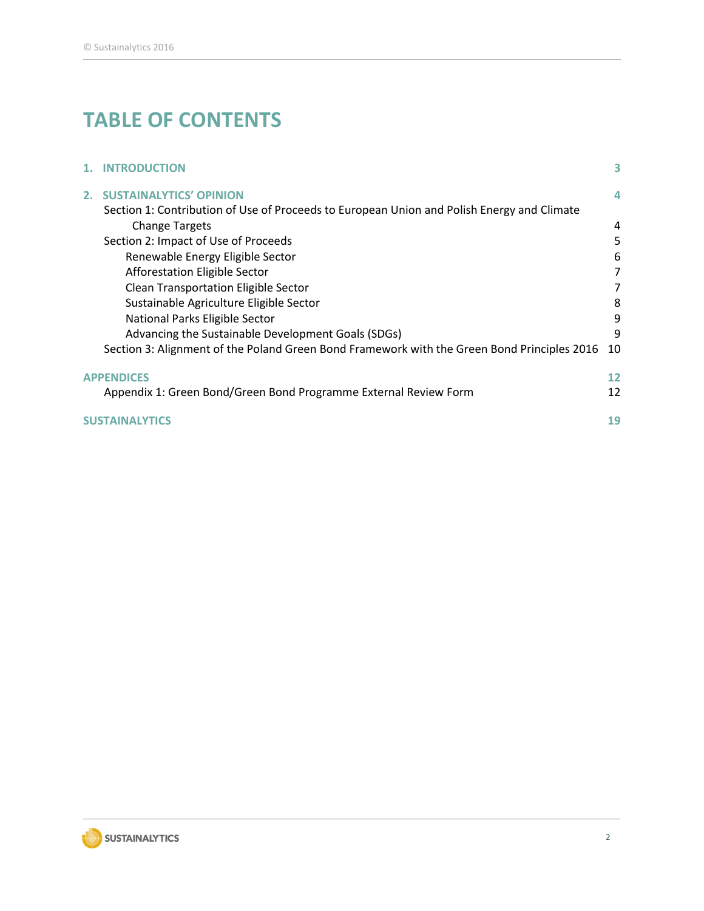# TABLE OF CONTENTS

**1. INTRODUCTION** 3

**2. SUSTAINALYTICS' OPINION** 4

Section 1: Contribution of Use of Proceeds to European Union and Polish Energy and Climate Change Targets 4

Section 2: Impact of Use of Proceeds 5

- Renewable Energy Eligible Sector 6
- Afforestation Eligible Sector 7
- Clean Transportation Eligible Sector 7
- Sustainable Agriculture Eligible Sector 8
- National Parks Eligible Sector 9
- Advancing the Sustainable Development Goals (SDGs) 9

Section 3: Alignment of the Poland Green Bond Framework with the Green Bond Principles 2016 10

**APPENDICES** 12

Appendix 1: Green Bond/Green Bond Programme External Review Form 12

**SUSTAINALYTICS** 19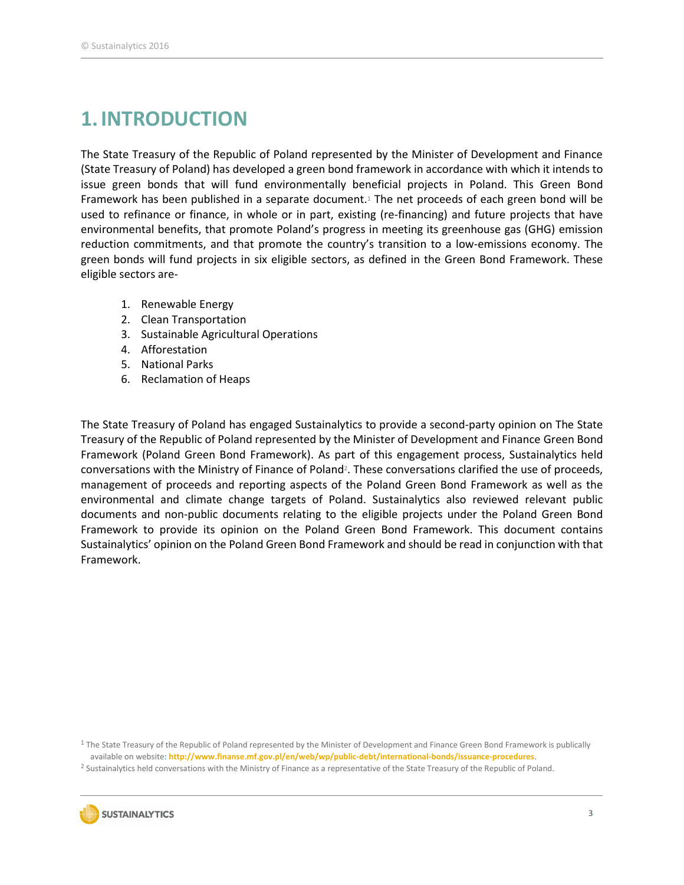# 1. INTRODUCTION

The State Treasury of the Republic of Poland represented by the Minister of Development and Finance (State Treasury of Poland) has developed a green bond framework in accordance with which it intends to issue green bonds that will fund environmentally beneficial projects in Poland. This Green Bond Framework has been published in a separate document.[1] The net proceeds of each green bond will be used to refinance or finance, in whole or in part, existing (re-financing) and future projects that have environmental benefits, that promote Poland's progress in meeting its greenhouse gas (GHG) emission reduction commitments, and that promote the country's transition to a low-emissions economy. The green bonds will fund projects in six eligible sectors, as defined in the Green Bond Framework. These eligible sectors are-

1. Renewable Energy
2. Clean Transportation
3. Sustainable Agricultural Operations
4. Afforestation
5. National Parks
6. Reclamation of Heaps

The State Treasury of Poland has engaged Sustainalytics to provide a second-party opinion on The State Treasury of the Republic of Poland represented by the Minister of Development and Finance Green Bond Framework (Poland Green Bond Framework). As part of this engagement process, Sustainalytics held conversations with the Ministry of Finance of Poland[2]. These conversations clarified the use of proceeds, management of proceeds and reporting aspects of the Poland Green Bond Framework as well as the environmental and climate change targets of Poland. Sustainalytics also reviewed relevant public documents and non-public documents relating to the eligible projects under the Poland Green Bond Framework to provide its opinion on the Poland Green Bond Framework. This document contains Sustainalytics' opinion on the Poland Green Bond Framework and should be read in conjunction with that Framework.

[1] The State Treasury of the Republic of Poland represented by the Minister of Development and Finance Green Bond Framework is publically available on website: **http://www.finanse.mf.gov.pl/en/web/wp/public-debt/international-bonds/issuance-procedures.**

[2] Sustainalytics held conversations with the Ministry of Finance as a representative of the State Treasury of the Republic of Poland.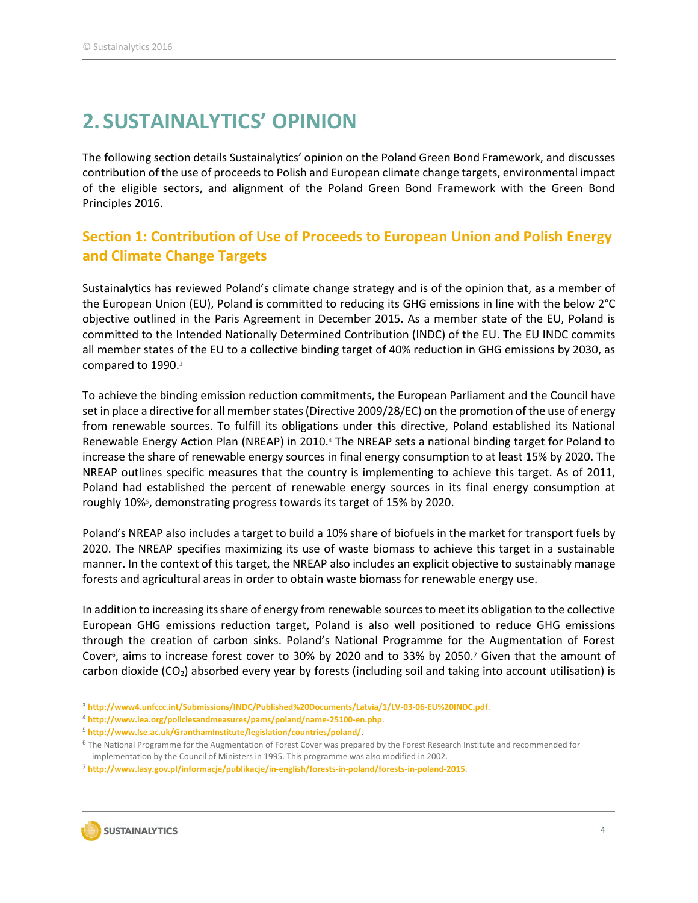# 2. SUSTAINALYTICS' OPINION

The following section details Sustainalytics' opinion on the Poland Green Bond Framework, and discusses contribution of the use of proceeds to Polish and European climate change targets, environmental impact of the eligible sectors, and alignment of the Poland Green Bond Framework with the Green Bond Principles 2016.

## Section 1: Contribution of Use of Proceeds to European Union and Polish Energy and Climate Change Targets

Sustainalytics has reviewed Poland's climate change strategy and is of the opinion that, as a member of the European Union (EU), Poland is committed to reducing its GHG emissions in line with the below 2°C objective outlined in the Paris Agreement in December 2015. As a member state of the EU, Poland is committed to the Intended Nationally Determined Contribution (INDC) of the EU. The EU INDC commits all member states of the EU to a collective binding target of 40% reduction in GHG emissions by 2030, as compared to 1990.[3]

To achieve the binding emission reduction commitments, the European Parliament and the Council have set in place a directive for all member states (Directive 2009/28/EC) on the promotion of the use of energy from renewable sources. To fulfill its obligations under this directive, Poland established its National Renewable Energy Action Plan (NREAP) in 2010.[4] The NREAP sets a national binding target for Poland to increase the share of renewable energy sources in final energy consumption to at least 15% by 2020. The NREAP outlines specific measures that the country is implementing to achieve this target. As of 2011, Poland had established the percent of renewable energy sources in its final energy consumption at roughly 10%[5], demonstrating progress towards its target of 15% by 2020.

Poland's NREAP also includes a target to build a 10% share of biofuels in the market for transport fuels by 2020. The NREAP specifies maximizing its use of waste biomass to achieve this target in a sustainable manner. In the context of this target, the NREAP also includes an explicit objective to sustainably manage forests and agricultural areas in order to obtain waste biomass for renewable energy use.

In addition to increasing its share of energy from renewable sources to meet its obligation to the collective European GHG emissions reduction target, Poland is also well positioned to reduce GHG emissions through the creation of carbon sinks. Poland's National Programme for the Augmentation of Forest Cover[6], aims to increase forest cover to 30% by 2020 and to 33% by 2050.[7] Given that the amount of carbon dioxide ($CO_2$) absorbed every year by forests (including soil and taking into account utilisation) is

[3] http://www4.unfccc.int/Submissions/INDC/Published%20Documents/Latvia/1/LV-03-06-EU%20INDC.pdf.

[4] http://www.iea.org/policiesandmeasures/pams/poland/name-25100-en.php.

[5] http://www.lse.ac.uk/GranthamInstitute/legislation/countries/poland/.

[6] The National Programme for the Augmentation of Forest Cover was prepared by the Forest Research Institute and recommended for implementation by the Council of Ministers in 1995. This programme was also modified in 2002.

[7] http://www.lasy.gov.pl/informacje/publikacje/in-english/forests-in-poland/forests-in-poland-2015.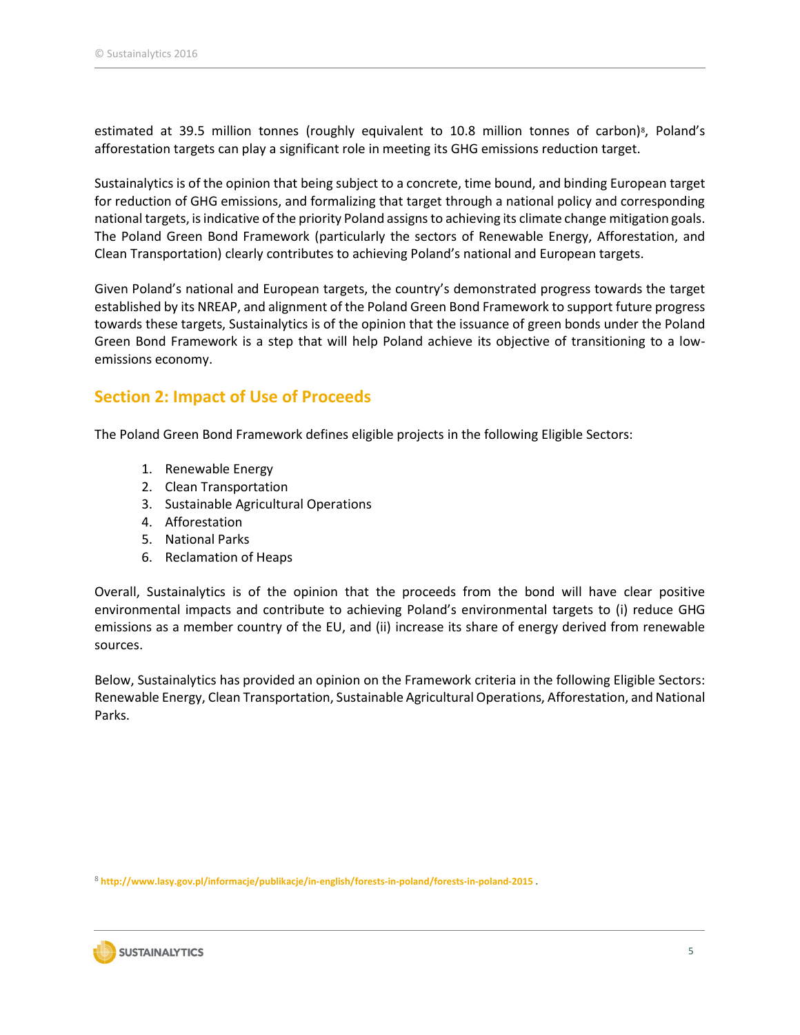estimated at 39.5 million tonnes (roughly equivalent to 10.8 million tonnes of carbon)[8], Poland's afforestation targets can play a significant role in meeting its GHG emissions reduction target.

Sustainalytics is of the opinion that being subject to a concrete, time bound, and binding European target for reduction of GHG emissions, and formalizing that target through a national policy and corresponding national targets, is indicative of the priority Poland assigns to achieving its climate change mitigation goals. The Poland Green Bond Framework (particularly the sectors of Renewable Energy, Afforestation, and Clean Transportation) clearly contributes to achieving Poland's national and European targets.

Given Poland's national and European targets, the country's demonstrated progress towards the target established by its NREAP, and alignment of the Poland Green Bond Framework to support future progress towards these targets, Sustainalytics is of the opinion that the issuance of green bonds under the Poland Green Bond Framework is a step that will help Poland achieve its objective of transitioning to a low-emissions economy.

## Section 2: Impact of Use of Proceeds

The Poland Green Bond Framework defines eligible projects in the following Eligible Sectors:

1. Renewable Energy
2. Clean Transportation
3. Sustainable Agricultural Operations
4. Afforestation
5. National Parks
6. Reclamation of Heaps

Overall, Sustainalytics is of the opinion that the proceeds from the bond will have clear positive environmental impacts and contribute to achieving Poland's environmental targets to (i) reduce GHG emissions as a member country of the EU, and (ii) increase its share of energy derived from renewable sources.

Below, Sustainalytics has provided an opinion on the Framework criteria in the following Eligible Sectors: Renewable Energy, Clean Transportation, Sustainable Agricultural Operations, Afforestation, and National Parks.

[8] http://www.lasy.gov.pl/informacje/publikacje/in-english/forests-in-poland/forests-in-poland-2015 .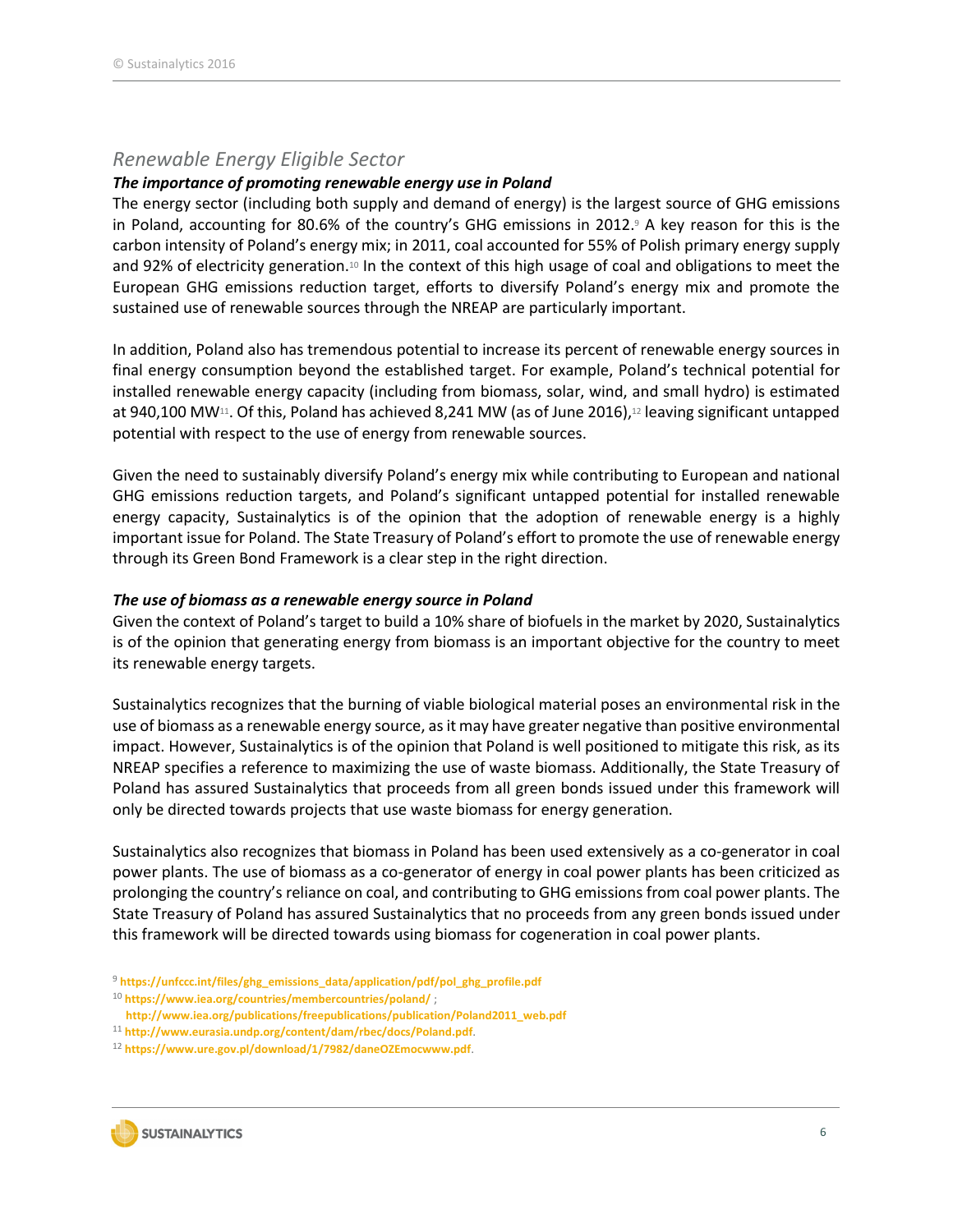## Renewable Energy Eligible Sector

### *The importance of promoting renewable energy use in Poland*

The energy sector (including both supply and demand of energy) is the largest source of GHG emissions in Poland, accounting for 80.6% of the country's GHG emissions in 2012.[9] A key reason for this is the carbon intensity of Poland's energy mix; in 2011, coal accounted for 55% of Polish primary energy supply and 92% of electricity generation.[10] In the context of this high usage of coal and obligations to meet the European GHG emissions reduction target, efforts to diversify Poland's energy mix and promote the sustained use of renewable sources through the NREAP are particularly important.

In addition, Poland also has tremendous potential to increase its percent of renewable energy sources in final energy consumption beyond the established target. For example, Poland's technical potential for installed renewable energy capacity (including from biomass, solar, wind, and small hydro) is estimated at 940,100 MW[11]. Of this, Poland has achieved 8,241 MW (as of June 2016),[12] leaving significant untapped potential with respect to the use of energy from renewable sources.

Given the need to sustainably diversify Poland's energy mix while contributing to European and national GHG emissions reduction targets, and Poland's significant untapped potential for installed renewable energy capacity, Sustainalytics is of the opinion that the adoption of renewable energy is a highly important issue for Poland. The State Treasury of Poland's effort to promote the use of renewable energy through its Green Bond Framework is a clear step in the right direction.

### *The use of biomass as a renewable energy source in Poland*

Given the context of Poland's target to build a 10% share of biofuels in the market by 2020, Sustainalytics is of the opinion that generating energy from biomass is an important objective for the country to meet its renewable energy targets.

Sustainalytics recognizes that the burning of viable biological material poses an environmental risk in the use of biomass as a renewable energy source, as it may have greater negative than positive environmental impact. However, Sustainalytics is of the opinion that Poland is well positioned to mitigate this risk, as its NREAP specifies a reference to maximizing the use of waste biomass. Additionally, the State Treasury of Poland has assured Sustainalytics that proceeds from all green bonds issued under this framework will only be directed towards projects that use waste biomass for energy generation.

Sustainalytics also recognizes that biomass in Poland has been used extensively as a co-generator in coal power plants. The use of biomass as a co-generator of energy in coal power plants has been criticized as prolonging the country's reliance on coal, and contributing to GHG emissions from coal power plants. The State Treasury of Poland has assured Sustainalytics that no proceeds from any green bonds issued under this framework will be directed towards using biomass for cogeneration in coal power plants.

---

[9] https://unfccc.int/files/ghg_emissions_data/application/pdf/pol_ghg_profile.pdf

[10] https://www.iea.org/countries/membercountries/poland/ ; http://www.iea.org/publications/freepublications/publication/Poland2011_web.pdf

[11] http://www.eurasia.undp.org/content/dam/rbec/docs/Poland.pdf.

[12] https://www.ure.gov.pl/download/1/7982/daneOZEmocwww.pdf.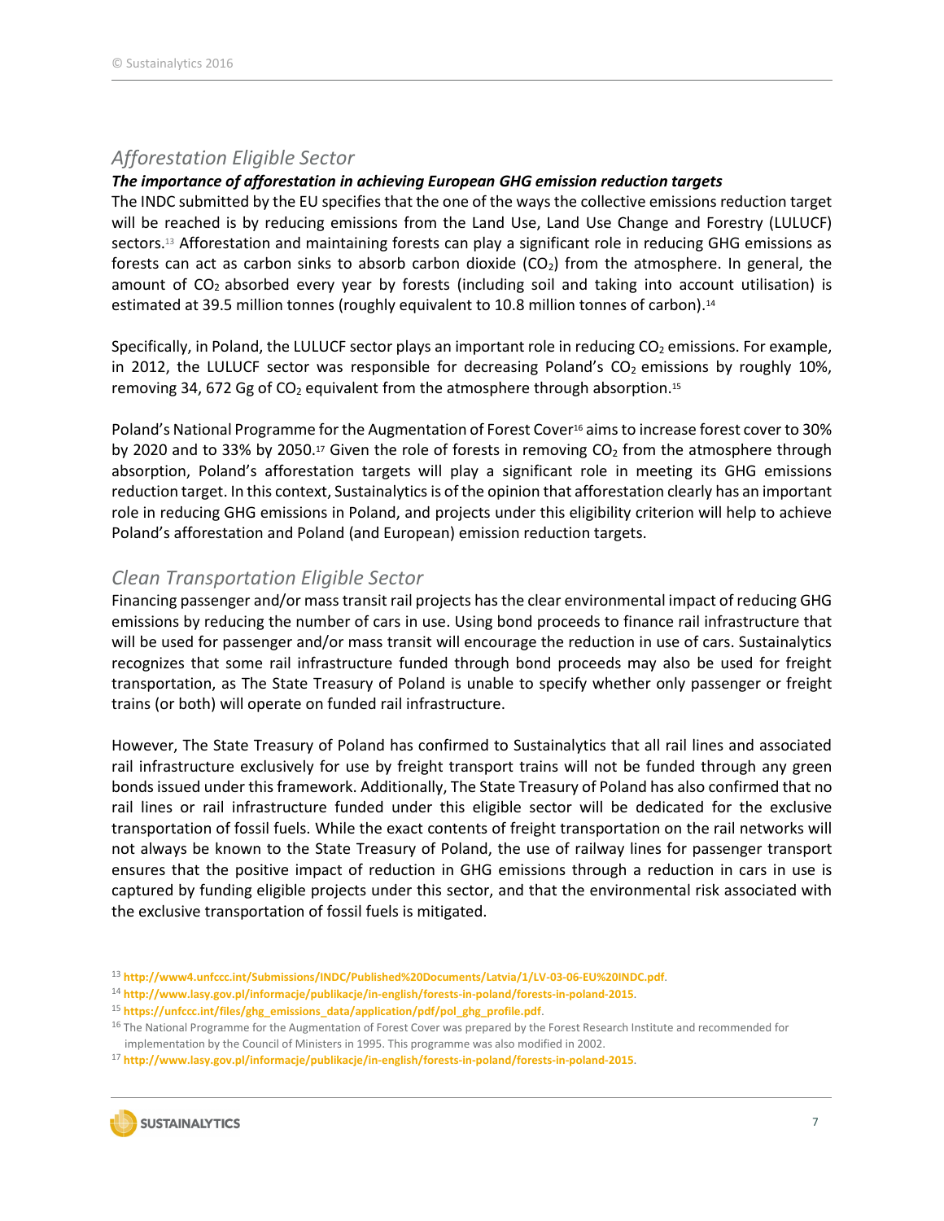## *Afforestation Eligible Sector*

***The importance of afforestation in achieving European GHG emission reduction targets***

The INDC submitted by the EU specifies that the one of the ways the collective emissions reduction target will be reached is by reducing emissions from the Land Use, Land Use Change and Forestry (LULUCF) sectors.[13] Afforestation and maintaining forests can play a significant role in reducing GHG emissions as forests can act as carbon sinks to absorb carbon dioxide ($CO_2$) from the atmosphere. In general, the amount of $CO_2$ absorbed every year by forests (including soil and taking into account utilisation) is estimated at 39.5 million tonnes (roughly equivalent to 10.8 million tonnes of carbon).[14]

Specifically, in Poland, the LULUCF sector plays an important role in reducing $CO_2$ emissions. For example, in 2012, the LULUCF sector was responsible for decreasing Poland's $CO_2$ emissions by roughly 10%, removing 34, 672 Gg of $CO_2$ equivalent from the atmosphere through absorption.[15]

Poland's National Programme for the Augmentation of Forest Cover[16] aims to increase forest cover to 30% by 2020 and to 33% by 2050.[17] Given the role of forests in removing $CO_2$ from the atmosphere through absorption, Poland's afforestation targets will play a significant role in meeting its GHG emissions reduction target. In this context, Sustainalytics is of the opinion that afforestation clearly has an important role in reducing GHG emissions in Poland, and projects under this eligibility criterion will help to achieve Poland's afforestation and Poland (and European) emission reduction targets.

## *Clean Transportation Eligible Sector*

Financing passenger and/or mass transit rail projects has the clear environmental impact of reducing GHG emissions by reducing the number of cars in use. Using bond proceeds to finance rail infrastructure that will be used for passenger and/or mass transit will encourage the reduction in use of cars. Sustainalytics recognizes that some rail infrastructure funded through bond proceeds may also be used for freight transportation, as The State Treasury of Poland is unable to specify whether only passenger or freight trains (or both) will operate on funded rail infrastructure.

However, The State Treasury of Poland has confirmed to Sustainalytics that all rail lines and associated rail infrastructure exclusively for use by freight transport trains will not be funded through any green bonds issued under this framework. Additionally, The State Treasury of Poland has also confirmed that no rail lines or rail infrastructure funded under this eligible sector will be dedicated for the exclusive transportation of fossil fuels. While the exact contents of freight transportation on the rail networks will not always be known to the State Treasury of Poland, the use of railway lines for passenger transport ensures that the positive impact of reduction in GHG emissions through a reduction in cars in use is captured by funding eligible projects under this sector, and that the environmental risk associated with the exclusive transportation of fossil fuels is mitigated.

---

[13] http://www4.unfccc.int/Submissions/INDC/Published%20Documents/Latvia/1/LV-03-06-EU%20INDC.pdf.

[14] http://www.lasy.gov.pl/informacje/publikacje/in-english/forests-in-poland/forests-in-poland-2015.

[15] https://unfccc.int/files/ghg_emissions_data/application/pdf/pol_ghg_profile.pdf.

[16] The National Programme for the Augmentation of Forest Cover was prepared by the Forest Research Institute and recommended for implementation by the Council of Ministers in 1995. This programme was also modified in 2002.

[17] http://www.lasy.gov.pl/informacje/publikacje/in-english/forests-in-poland/forests-in-poland-2015.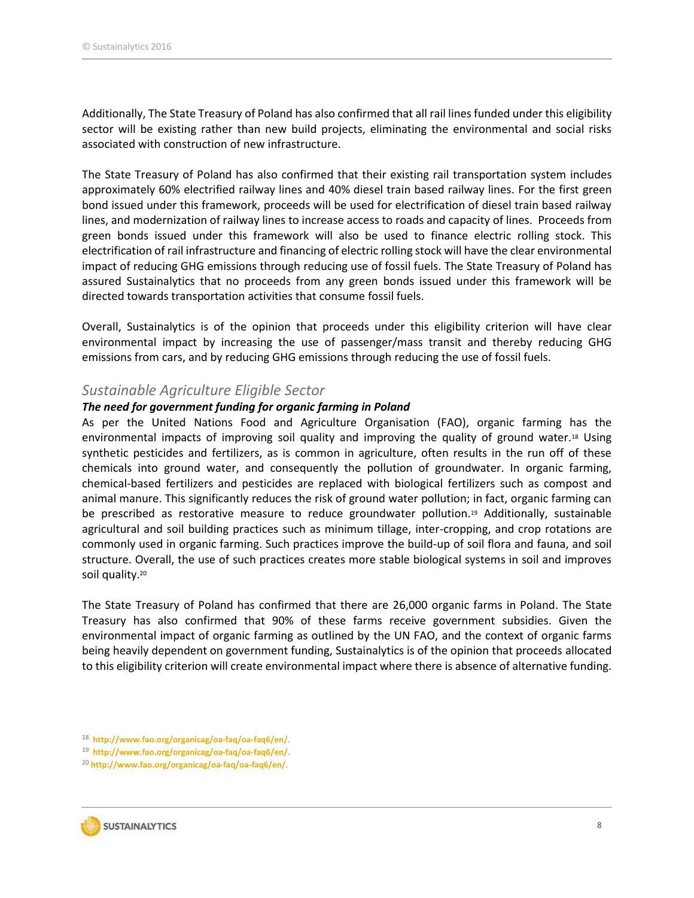Additionally, The State Treasury of Poland has also confirmed that all rail lines funded under this eligibility sector will be existing rather than new build projects, eliminating the environmental and social risks associated with construction of new infrastructure.

The State Treasury of Poland has also confirmed that their existing rail transportation system includes approximately 60% electrified railway lines and 40% diesel train based railway lines. For the first green bond issued under this framework, proceeds will be used for electrification of diesel train based railway lines, and modernization of railway lines to increase access to roads and capacity of lines. Proceeds from green bonds issued under this framework will also be used to finance electric rolling stock. This electrification of rail infrastructure and financing of electric rolling stock will have the clear environmental impact of reducing GHG emissions through reducing use of fossil fuels. The State Treasury of Poland has assured Sustainalytics that no proceeds from any green bonds issued under this framework will be directed towards transportation activities that consume fossil fuels.

Overall, Sustainalytics is of the opinion that proceeds under this eligibility criterion will have clear environmental impact by increasing the use of passenger/mass transit and thereby reducing GHG emissions from cars, and by reducing GHG emissions through reducing the use of fossil fuels.

## *Sustainable Agriculture Eligible Sector*

***The need for government funding for organic farming in Poland***

As per the United Nations Food and Agriculture Organisation (FAO), organic farming has the environmental impacts of improving soil quality and improving the quality of ground water.[18] Using synthetic pesticides and fertilizers, as is common in agriculture, often results in the run off of these chemicals into ground water, and consequently the pollution of groundwater. In organic farming, chemical-based fertilizers and pesticides are replaced with biological fertilizers such as compost and animal manure. This significantly reduces the risk of ground water pollution; in fact, organic farming can be prescribed as restorative measure to reduce groundwater pollution.[19] Additionally, sustainable agricultural and soil building practices such as minimum tillage, inter-cropping, and crop rotations are commonly used in organic farming. Such practices improve the build-up of soil flora and fauna, and soil structure. Overall, the use of such practices creates more stable biological systems in soil and improves soil quality.[20]

The State Treasury of Poland has confirmed that there are 26,000 organic farms in Poland. The State Treasury has also confirmed that 90% of these farms receive government subsidies. Given the environmental impact of organic farming as outlined by the UN FAO, and the context of organic farms being heavily dependent on government funding, Sustainalytics is of the opinion that proceeds allocated to this eligibility criterion will create environmental impact where there is absence of alternative funding.

[18] http://www.fao.org/organicag/oa-faq/oa-faq6/en/.

[19] http://www.fao.org/organicag/oa-faq/oa-faq6/en/.

[20] http://www.fao.org/organicag/oa-faq/oa-faq6/en/.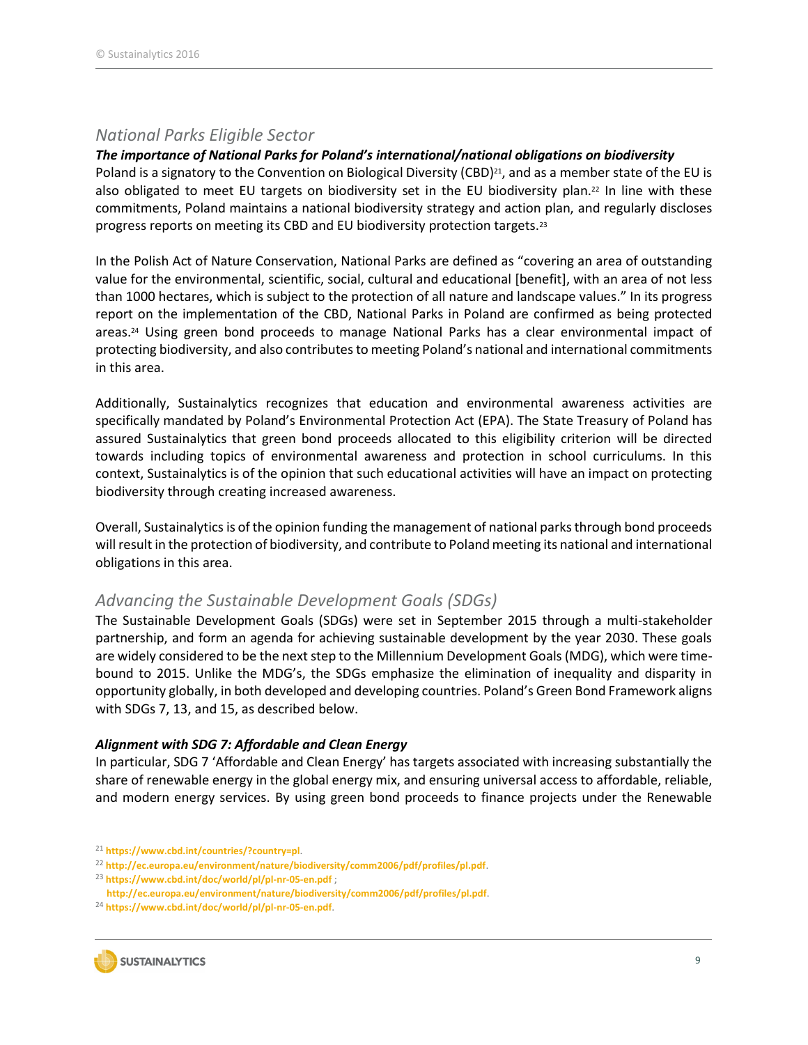## *National Parks Eligible Sector*

***The importance of National Parks for Poland's international/national obligations on biodiversity***

Poland is a signatory to the Convention on Biological Diversity (CBD)[21], and as a member state of the EU is also obligated to meet EU targets on biodiversity set in the EU biodiversity plan.[22] In line with these commitments, Poland maintains a national biodiversity strategy and action plan, and regularly discloses progress reports on meeting its CBD and EU biodiversity protection targets.[23]

In the Polish Act of Nature Conservation, National Parks are defined as "covering an area of outstanding value for the environmental, scientific, social, cultural and educational [benefit], with an area of not less than 1000 hectares, which is subject to the protection of all nature and landscape values." In its progress report on the implementation of the CBD, National Parks in Poland are confirmed as being protected areas.[24] Using green bond proceeds to manage National Parks has a clear environmental impact of protecting biodiversity, and also contributes to meeting Poland's national and international commitments in this area.

Additionally, Sustainalytics recognizes that education and environmental awareness activities are specifically mandated by Poland's Environmental Protection Act (EPA). The State Treasury of Poland has assured Sustainalytics that green bond proceeds allocated to this eligibility criterion will be directed towards including topics of environmental awareness and protection in school curriculums. In this context, Sustainalytics is of the opinion that such educational activities will have an impact on protecting biodiversity through creating increased awareness.

Overall, Sustainalytics is of the opinion funding the management of national parks through bond proceeds will result in the protection of biodiversity, and contribute to Poland meeting its national and international obligations in this area.

## *Advancing the Sustainable Development Goals (SDGs)*

The Sustainable Development Goals (SDGs) were set in September 2015 through a multi-stakeholder partnership, and form an agenda for achieving sustainable development by the year 2030. These goals are widely considered to be the next step to the Millennium Development Goals (MDG), which were time-bound to 2015. Unlike the MDG's, the SDGs emphasize the elimination of inequality and disparity in opportunity globally, in both developed and developing countries. Poland's Green Bond Framework aligns with SDGs 7, 13, and 15, as described below.

***Alignment with SDG 7: Affordable and Clean Energy***

In particular, SDG 7 'Affordable and Clean Energy' has targets associated with increasing substantially the share of renewable energy in the global energy mix, and ensuring universal access to affordable, reliable, and modern energy services. By using green bond proceeds to finance projects under the Renewable

---

[21] https://www.cbd.int/countries/?country=pl.

[22] http://ec.europa.eu/environment/nature/biodiversity/comm2006/pdf/profiles/pl.pdf.

[23] https://www.cbd.int/doc/world/pl/pl-nr-05-en.pdf ; http://ec.europa.eu/environment/nature/biodiversity/comm2006/pdf/profiles/pl.pdf.

[24] https://www.cbd.int/doc/world/pl/pl-nr-05-en.pdf.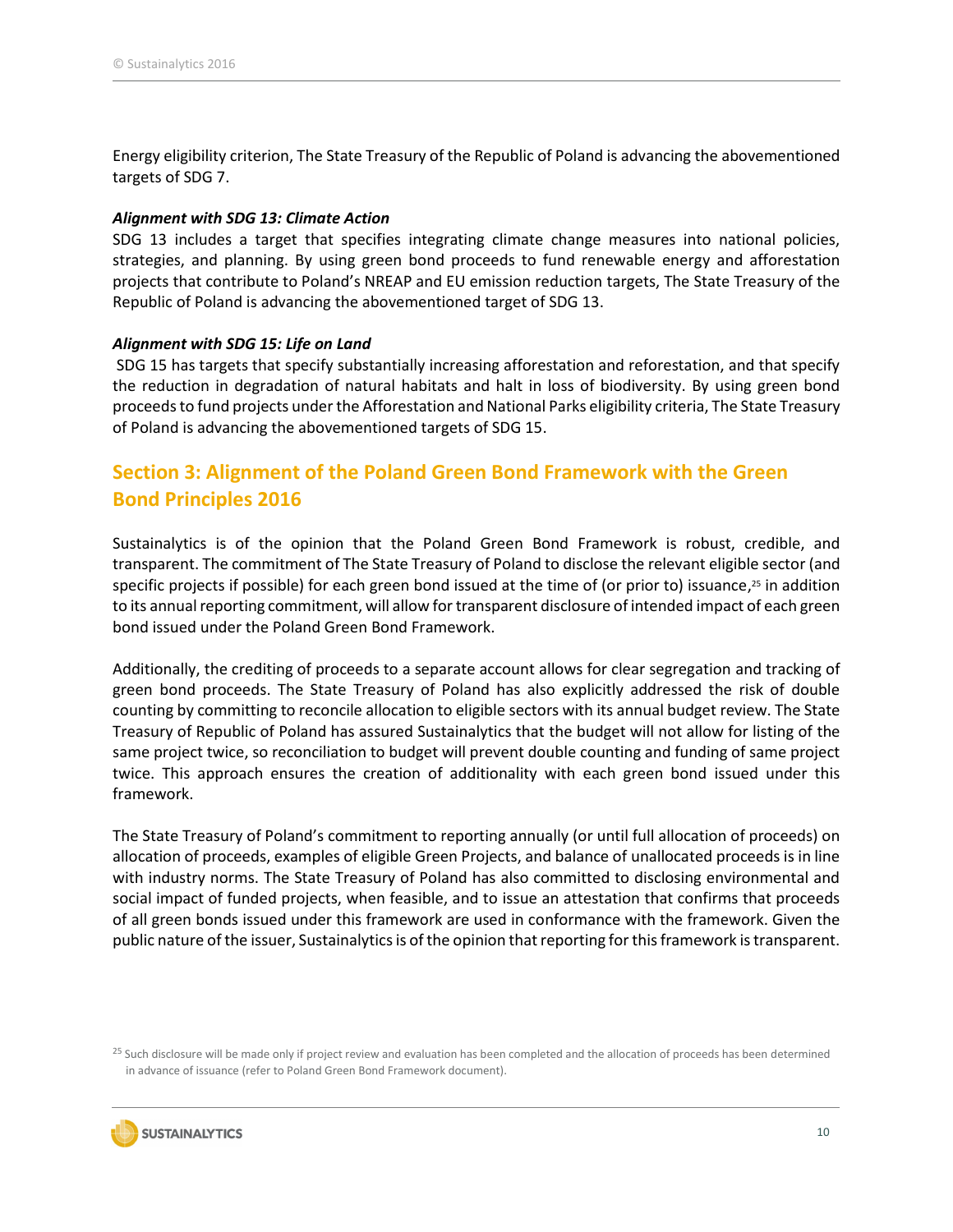Energy eligibility criterion, The State Treasury of the Republic of Poland is advancing the abovementioned targets of SDG 7.

***Alignment with SDG 13: Climate Action***

SDG 13 includes a target that specifies integrating climate change measures into national policies, strategies, and planning. By using green bond proceeds to fund renewable energy and afforestation projects that contribute to Poland's NREAP and EU emission reduction targets, The State Treasury of the Republic of Poland is advancing the abovementioned target of SDG 13.

***Alignment with SDG 15: Life on Land***

SDG 15 has targets that specify substantially increasing afforestation and reforestation, and that specify the reduction in degradation of natural habitats and halt in loss of biodiversity. By using green bond proceeds to fund projects under the Afforestation and National Parks eligibility criteria, The State Treasury of Poland is advancing the abovementioned targets of SDG 15.

## Section 3: Alignment of the Poland Green Bond Framework with the Green Bond Principles 2016

Sustainalytics is of the opinion that the Poland Green Bond Framework is robust, credible, and transparent. The commitment of The State Treasury of Poland to disclose the relevant eligible sector (and specific projects if possible) for each green bond issued at the time of (or prior to) issuance,[25] in addition to its annual reporting commitment, will allow for transparent disclosure of intended impact of each green bond issued under the Poland Green Bond Framework.

Additionally, the crediting of proceeds to a separate account allows for clear segregation and tracking of green bond proceeds. The State Treasury of Poland has also explicitly addressed the risk of double counting by committing to reconcile allocation to eligible sectors with its annual budget review. The State Treasury of Republic of Poland has assured Sustainalytics that the budget will not allow for listing of the same project twice, so reconciliation to budget will prevent double counting and funding of same project twice. This approach ensures the creation of additionality with each green bond issued under this framework.

The State Treasury of Poland's commitment to reporting annually (or until full allocation of proceeds) on allocation of proceeds, examples of eligible Green Projects, and balance of unallocated proceeds is in line with industry norms. The State Treasury of Poland has also committed to disclosing environmental and social impact of funded projects, when feasible, and to issue an attestation that confirms that proceeds of all green bonds issued under this framework are used in conformance with the framework. Given the public nature of the issuer, Sustainalytics is of the opinion that reporting for this framework is transparent.

[25] Such disclosure will be made only if project review and evaluation has been completed and the allocation of proceeds has been determined in advance of issuance (refer to Poland Green Bond Framework document).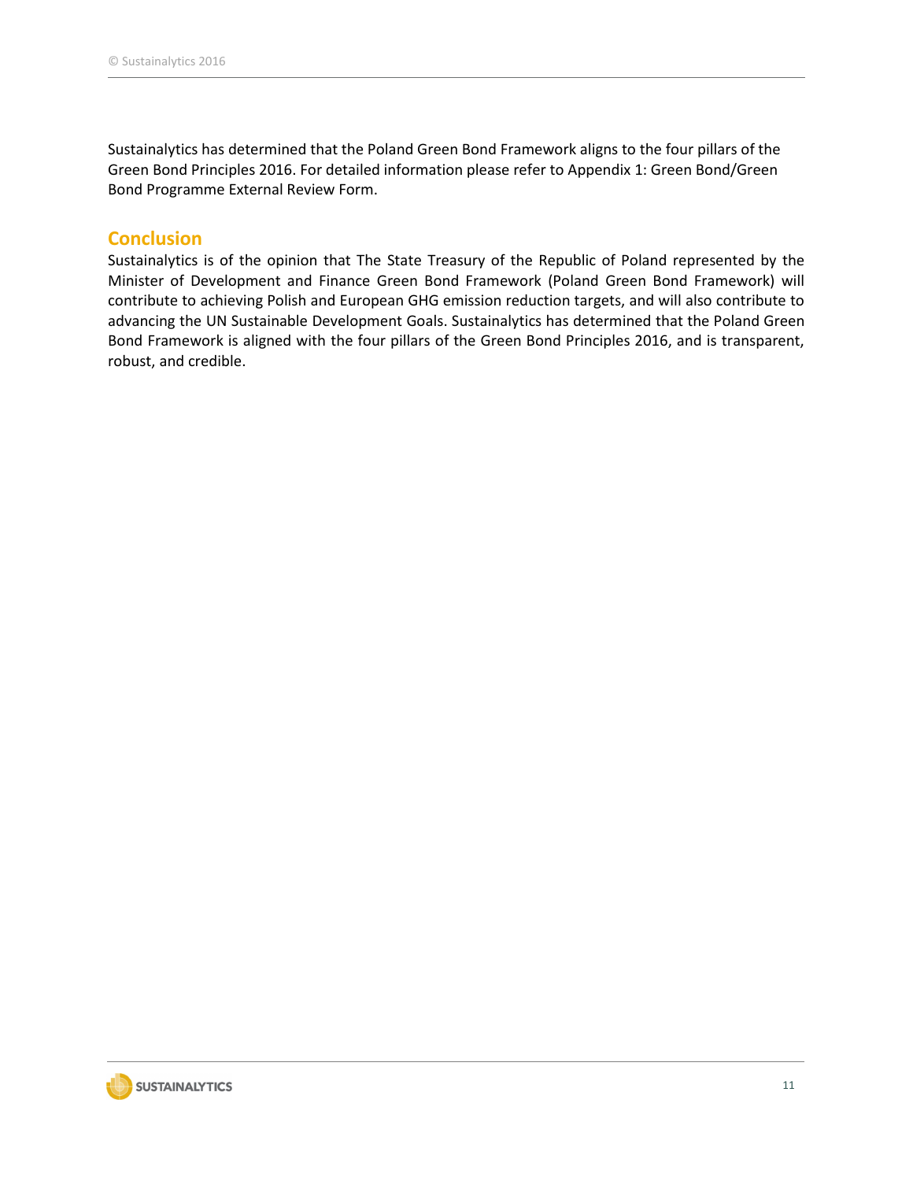Sustainalytics has determined that the Poland Green Bond Framework aligns to the four pillars of the Green Bond Principles 2016. For detailed information please refer to Appendix 1: Green Bond/Green Bond Programme External Review Form.

## Conclusion

Sustainalytics is of the opinion that The State Treasury of the Republic of Poland represented by the Minister of Development and Finance Green Bond Framework (Poland Green Bond Framework) will contribute to achieving Polish and European GHG emission reduction targets, and will also contribute to advancing the UN Sustainable Development Goals. Sustainalytics has determined that the Poland Green Bond Framework is aligned with the four pillars of the Green Bond Principles 2016, and is transparent, robust, and credible.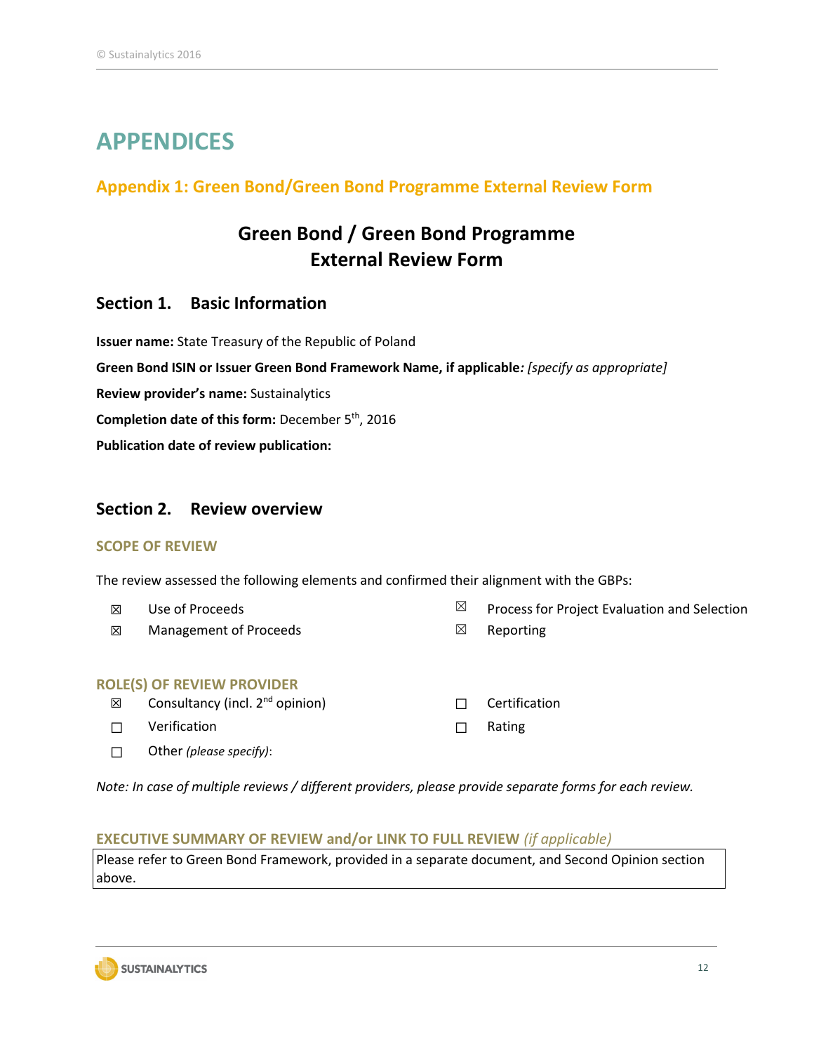# APPENDICES

## Appendix 1: Green Bond/Green Bond Programme External Review Form

### Green Bond / Green Bond Programme External Review Form

### Section 1. Basic Information

**Issuer name:** State Treasury of the Republic of Poland

**Green Bond ISIN or Issuer Green Bond Framework Name, if applicable***:* *[specify as appropriate]*

**Review provider's name:** Sustainalytics

**Completion date of this form:** December 5th, 2016

**Publication date of review publication:**

### Section 2. Review overview

#### SCOPE OF REVIEW

The review assessed the following elements and confirmed their alignment with the GBPs:

- ☒ Use of Proceeds
- ☒ Process for Project Evaluation and Selection
- ☒ Management of Proceeds
- ☒ Reporting

#### ROLE(S) OF REVIEW PROVIDER

- ☒ Consultancy (incl. 2nd opinion)
- ☐ Certification
- ☐ Verification
- ☐ Rating
- ☐ Other *(please specify)*:

*Note: In case of multiple reviews / different providers, please provide separate forms for each review.*

#### EXECUTIVE SUMMARY OF REVIEW and/or LINK TO FULL REVIEW *(if applicable)*

Please refer to Green Bond Framework, provided in a separate document, and Second Opinion section above.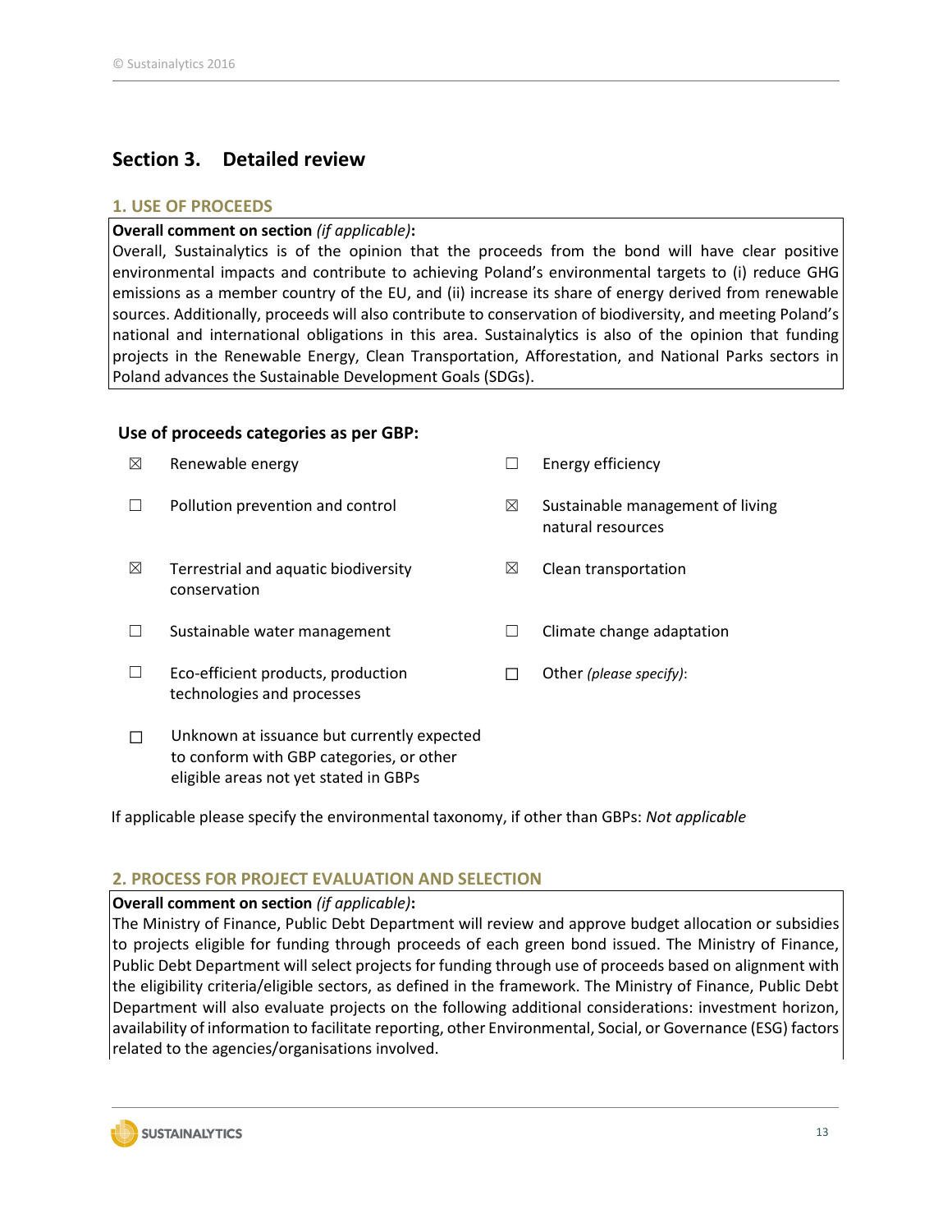## Section 3. Detailed review

### 1. USE OF PROCEEDS

**Overall comment on section** *(if applicable)***:**

Overall, Sustainalytics is of the opinion that the proceeds from the bond will have clear positive environmental impacts and contribute to achieving Poland's environmental targets to (i) reduce GHG emissions as a member country of the EU, and (ii) increase its share of energy derived from renewable sources. Additionally, proceeds will also contribute to conservation of biodiversity, and meeting Poland's national and international obligations in this area. Sustainalytics is also of the opinion that funding projects in the Renewable Energy, Clean Transportation, Afforestation, and National Parks sectors in Poland advances the Sustainable Development Goals (SDGs).

**Use of proceeds categories as per GBP:**

- ☒ Renewable energy
- ☐ Energy efficiency
- ☐ Pollution prevention and control
- ☒ Sustainable management of living natural resources
- ☒ Terrestrial and aquatic biodiversity conservation
- ☒ Clean transportation
- ☐ Sustainable water management
- ☐ Climate change adaptation
- ☐ Eco-efficient products, production technologies and processes
- ☐ Other *(please specify)*:
- ☐ Unknown at issuance but currently expected to conform with GBP categories, or other eligible areas not yet stated in GBPs

If applicable please specify the environmental taxonomy, if other than GBPs: *Not applicable*

### 2. PROCESS FOR PROJECT EVALUATION AND SELECTION

**Overall comment on section** *(if applicable)***:**

The Ministry of Finance, Public Debt Department will review and approve budget allocation or subsidies to projects eligible for funding through proceeds of each green bond issued. The Ministry of Finance, Public Debt Department will select projects for funding through use of proceeds based on alignment with the eligibility criteria/eligible sectors, as defined in the framework. The Ministry of Finance, Public Debt Department will also evaluate projects on the following additional considerations: investment horizon, availability of information to facilitate reporting, other Environmental, Social, or Governance (ESG) factors related to the agencies/organisations involved.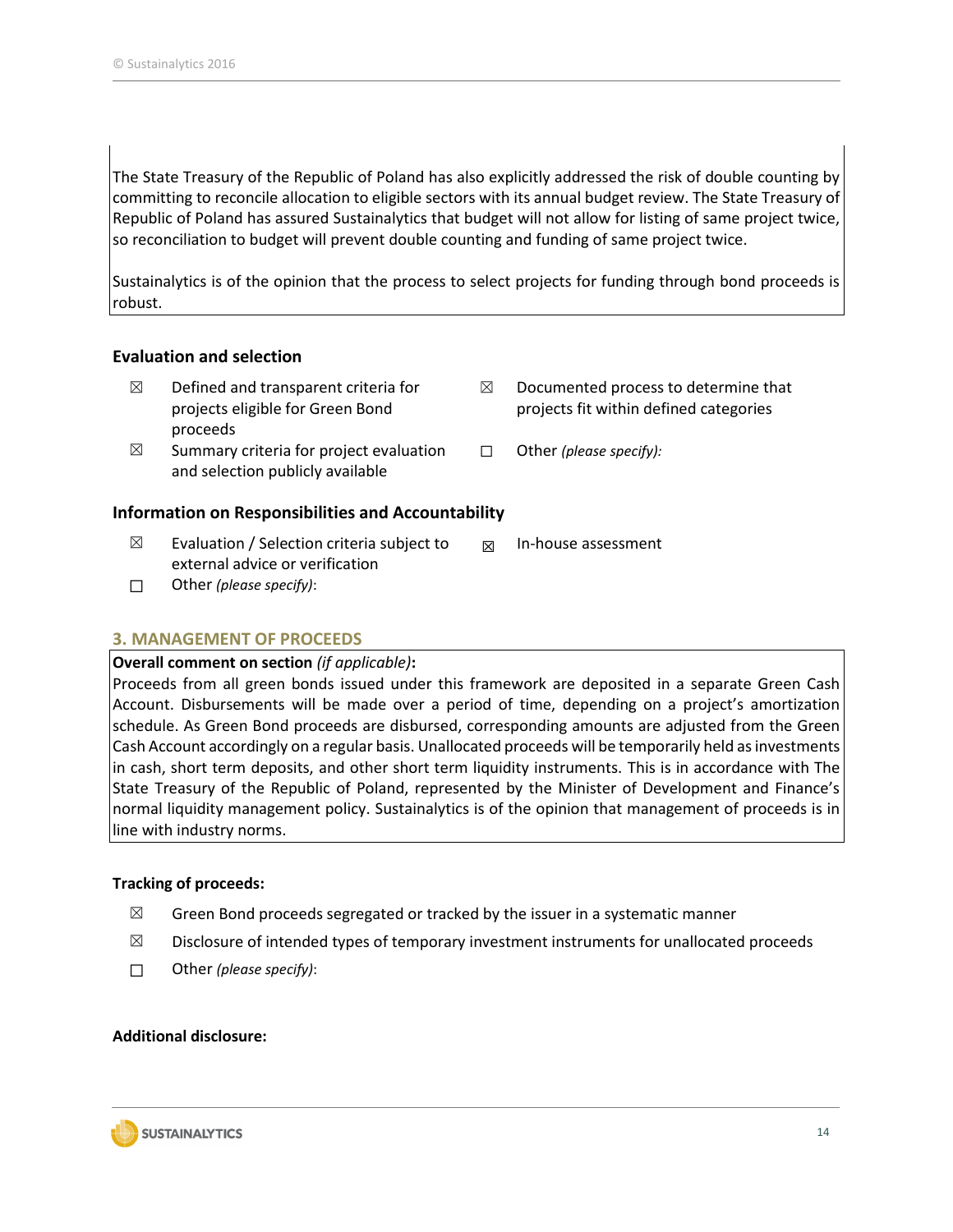The State Treasury of the Republic of Poland has also explicitly addressed the risk of double counting by committing to reconcile allocation to eligible sectors with its annual budget review. The State Treasury of Republic of Poland has assured Sustainalytics that budget will not allow for listing of same project twice, so reconciliation to budget will prevent double counting and funding of same project twice.

Sustainalytics is of the opinion that the process to select projects for funding through bond proceeds is robust.

### Evaluation and selection

- ☒ Defined and transparent criteria for projects eligible for Green Bond proceeds
- ☒ Summary criteria for project evaluation and selection publicly available
- ☒ Documented process to determine that projects fit within defined categories
- ☐ Other *(please specify)*:

### Information on Responsibilities and Accountability

- ☒ Evaluation / Selection criteria subject to external advice or verification
- ☐ Other *(please specify)*:
- ☒ In-house assessment

## 3. MANAGEMENT OF PROCEEDS

**Overall comment on section** *(if applicable)***:**
Proceeds from all green bonds issued under this framework are deposited in a separate Green Cash Account. Disbursements will be made over a period of time, depending on a project's amortization schedule. As Green Bond proceeds are disbursed, corresponding amounts are adjusted from the Green Cash Account accordingly on a regular basis. Unallocated proceeds will be temporarily held as investments in cash, short term deposits, and other short term liquidity instruments. This is in accordance with The State Treasury of the Republic of Poland, represented by the Minister of Development and Finance's normal liquidity management policy. Sustainalytics is of the opinion that management of proceeds is in line with industry norms.

### Tracking of proceeds:

- ☒ Green Bond proceeds segregated or tracked by the issuer in a systematic manner
- ☒ Disclosure of intended types of temporary investment instruments for unallocated proceeds
- ☐ Other *(please specify)*:

### Additional disclosure: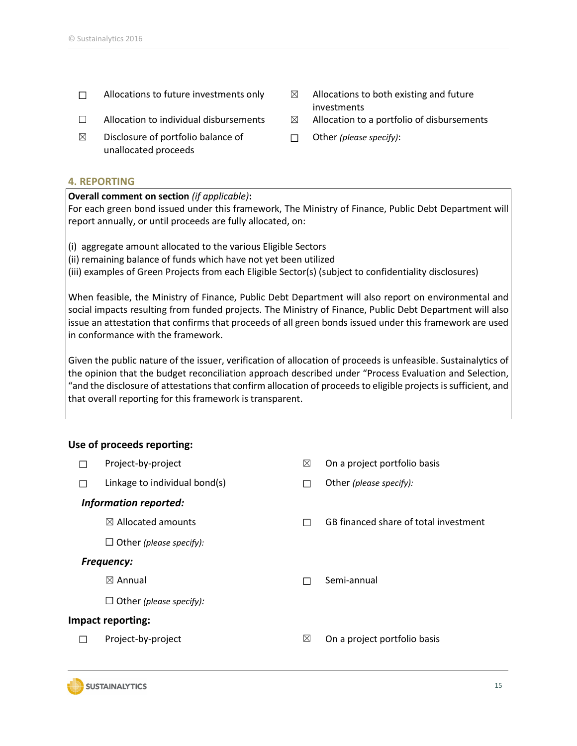☐ Allocations to future investments only

☒ Allocations to both existing and future investments

☐ Allocation to individual disbursements

☒ Allocation to a portfolio of disbursements

☒ Disclosure of portfolio balance of unallocated proceeds

☐ Other *(please specify)*:

## 4. REPORTING

**Overall comment on section** *(if applicable)***:**

For each green bond issued under this framework, The Ministry of Finance, Public Debt Department will report annually, or until proceeds are fully allocated, on:

(i) aggregate amount allocated to the various Eligible Sectors
(ii) remaining balance of funds which have not yet been utilized
(iii) examples of Green Projects from each Eligible Sector(s) (subject to confidentiality disclosures)

When feasible, the Ministry of Finance, Public Debt Department will also report on environmental and social impacts resulting from funded projects. The Ministry of Finance, Public Debt Department will also issue an attestation that confirms that proceeds of all green bonds issued under this framework are used in conformance with the framework.

Given the public nature of the issuer, verification of allocation of proceeds is unfeasible. Sustainalytics of the opinion that the budget reconciliation approach described under "Process Evaluation and Selection, "and the disclosure of attestations that confirm allocation of proceeds to eligible projects is sufficient, and that overall reporting for this framework is transparent.

### Use of proceeds reporting:

☐ Project-by-project

☒ On a project portfolio basis

☐ Linkage to individual bond(s)

☐ Other *(please specify):*

***Information reported:***

☒ Allocated amounts

☐ GB financed share of total investment

☐ Other *(please specify):*

***Frequency:***

☒ Annual

☐ Semi-annual

☐ Other *(please specify):*

### Impact reporting:

☐ Project-by-project

☒ On a project portfolio basis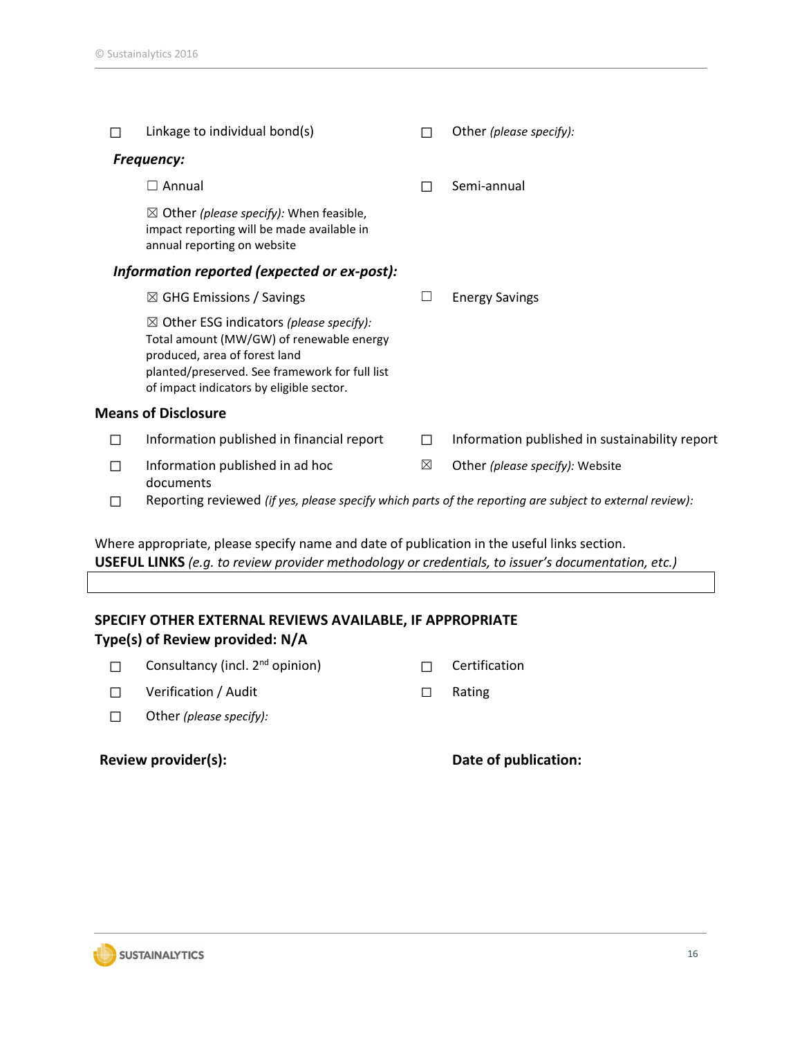☐ Linkage to individual bond(s)

☐ Other *(please specify)*:

***Frequency:***

☐ Annual

☐ Semi-annual

☒ Other *(please specify)*: When feasible, impact reporting will be made available in annual reporting on website

***Information reported (expected or ex-post):***

☒ GHG Emissions / Savings

☐ Energy Savings

☒ Other ESG indicators *(please specify)*: Total amount (MW/GW) of renewable energy produced, area of forest land planted/preserved. See framework for full list of impact indicators by eligible sector.

**Means of Disclosure**

☐ Information published in financial report

☐ Information published in sustainability report

☐ Information published in ad hoc documents

☒ Other *(please specify)*: Website

☐ Reporting reviewed *(if yes, please specify which parts of the reporting are subject to external review)*:

Where appropriate, please specify name and date of publication in the useful links section.

**USEFUL LINKS** *(e.g. to review provider methodology or credentials, to issuer's documentation, etc.)*

**SPECIFY OTHER EXTERNAL REVIEWS AVAILABLE, IF APPROPRIATE**

**Type(s) of Review provided: N/A**

☐ Consultancy (incl. 2nd opinion)

☐ Certification

☐ Verification / Audit

☐ Rating

☐ Other *(please specify)*:

**Review provider(s):**

**Date of publication:**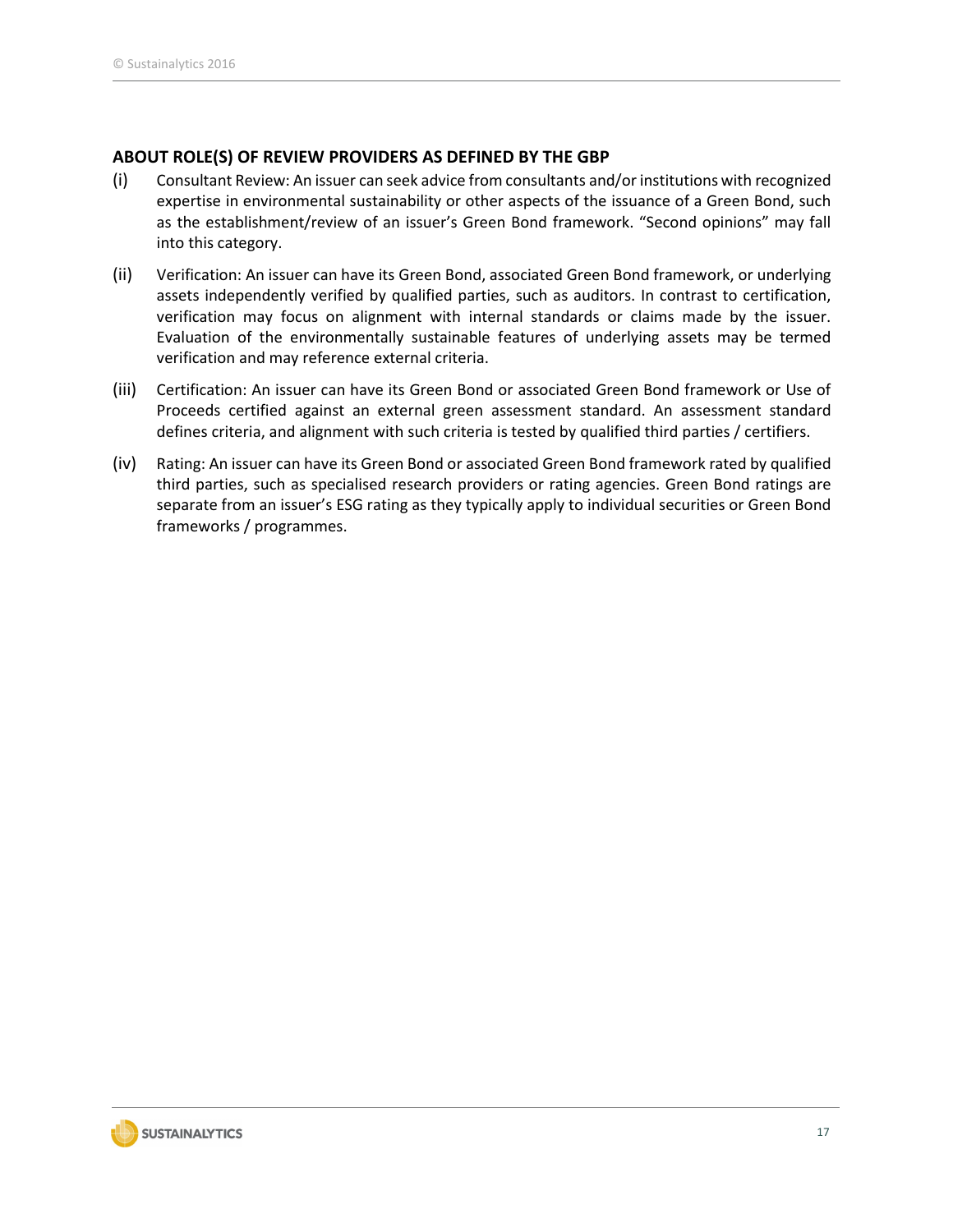### ABOUT ROLE(S) OF REVIEW PROVIDERS AS DEFINED BY THE GBP

(i) Consultant Review: An issuer can seek advice from consultants and/or institutions with recognized expertise in environmental sustainability or other aspects of the issuance of a Green Bond, such as the establishment/review of an issuer's Green Bond framework. "Second opinions" may fall into this category.

(ii) Verification: An issuer can have its Green Bond, associated Green Bond framework, or underlying assets independently verified by qualified parties, such as auditors. In contrast to certification, verification may focus on alignment with internal standards or claims made by the issuer. Evaluation of the environmentally sustainable features of underlying assets may be termed verification and may reference external criteria.

(iii) Certification: An issuer can have its Green Bond or associated Green Bond framework or Use of Proceeds certified against an external green assessment standard. An assessment standard defines criteria, and alignment with such criteria is tested by qualified third parties / certifiers.

(iv) Rating: An issuer can have its Green Bond or associated Green Bond framework rated by qualified third parties, such as specialised research providers or rating agencies. Green Bond ratings are separate from an issuer's ESG rating as they typically apply to individual securities or Green Bond frameworks / programmes.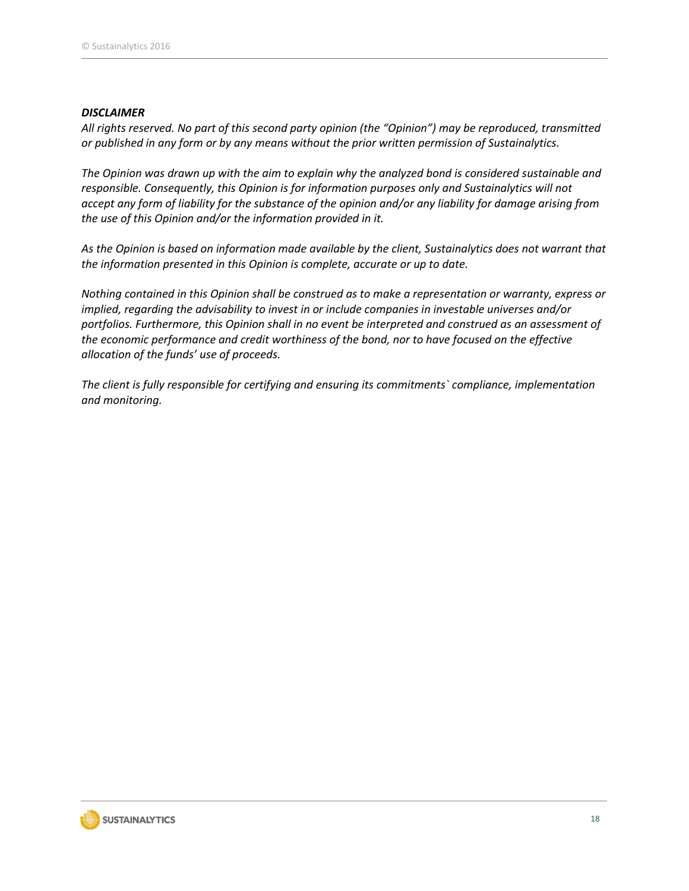***DISCLAIMER***

*All rights reserved. No part of this second party opinion (the "Opinion") may be reproduced, transmitted or published in any form or by any means without the prior written permission of Sustainalytics.*

*The Opinion was drawn up with the aim to explain why the analyzed bond is considered sustainable and responsible. Consequently, this Opinion is for information purposes only and Sustainalytics will not accept any form of liability for the substance of the opinion and/or any liability for damage arising from the use of this Opinion and/or the information provided in it.*

*As the Opinion is based on information made available by the client, Sustainalytics does not warrant that the information presented in this Opinion is complete, accurate or up to date.*

*Nothing contained in this Opinion shall be construed as to make a representation or warranty, express or implied, regarding the advisability to invest in or include companies in investable universes and/or portfolios. Furthermore, this Opinion shall in no event be interpreted and construed as an assessment of the economic performance and credit worthiness of the bond, nor to have focused on the effective allocation of the funds' use of proceeds.*

*The client is fully responsible for certifying and ensuring its commitments` compliance, implementation and monitoring.*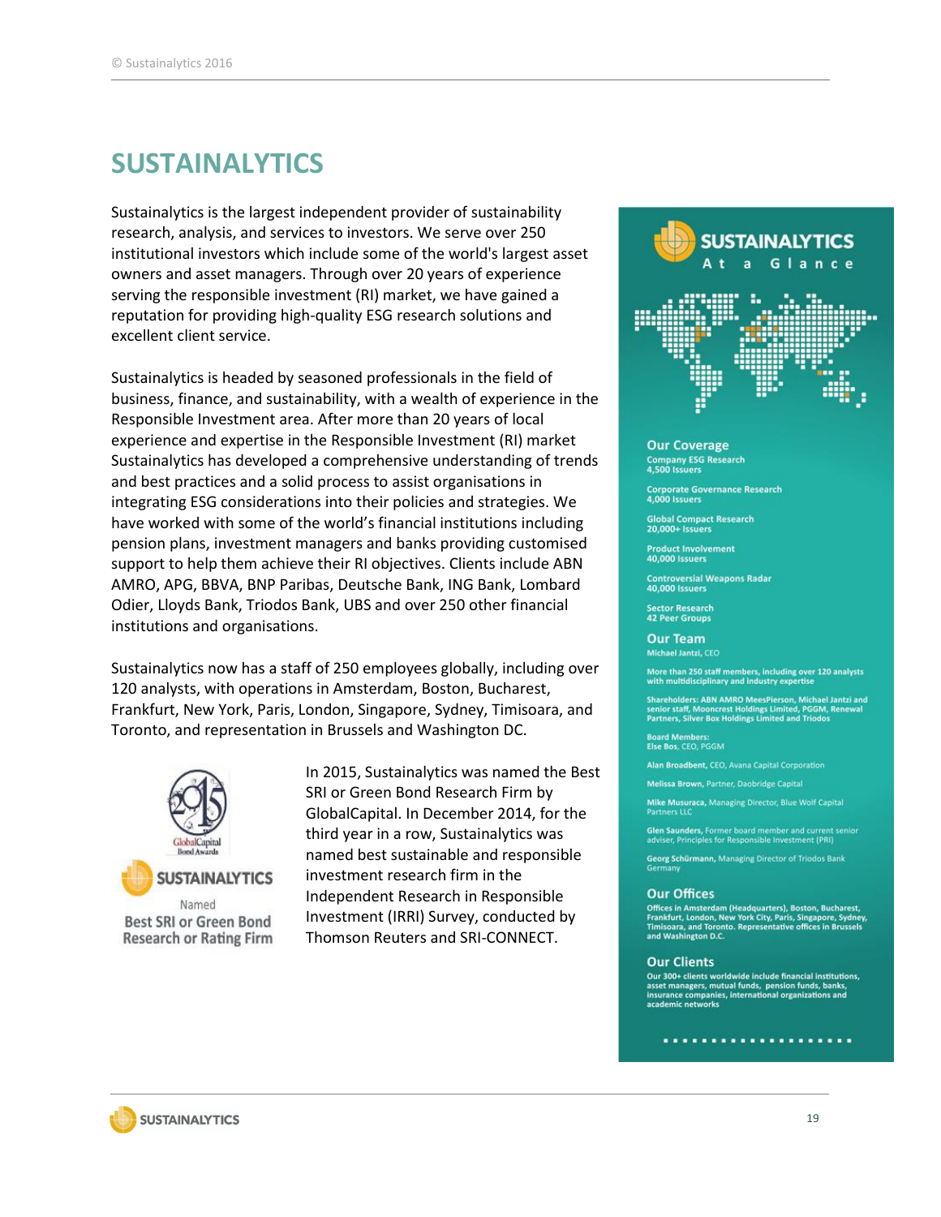# SUSTAINALYTICS

Sustainalytics is the largest independent provider of sustainability research, analysis, and services to investors. We serve over 250 institutional investors which include some of the world's largest asset owners and asset managers. Through over 20 years of experience serving the responsible investment (RI) market, we have gained a reputation for providing high-quality ESG research solutions and excellent client service.

Sustainalytics is headed by seasoned professionals in the field of business, finance, and sustainability, with a wealth of experience in the Responsible Investment area. After more than 20 years of local experience and expertise in the Responsible Investment (RI) market Sustainalytics has developed a comprehensive understanding of trends and best practices and a solid process to assist organisations in integrating ESG considerations into their policies and strategies. We have worked with some of the world's financial institutions including pension plans, investment managers and banks providing customised support to help them achieve their RI objectives. Clients include ABN AMRO, APG, BBVA, BNP Paribas, Deutsche Bank, ING Bank, Lombard Odier, Lloyds Bank, Triodos Bank, UBS and over 250 other financial institutions and organisations.

Sustainalytics now has a staff of 250 employees globally, including over 120 analysts, with operations in Amsterdam, Boston, Bucharest, Frankfurt, New York, Paris, London, Singapore, Sydney, Timisoara, and Toronto, and representation in Brussels and Washington DC.

2015 GlobalCapital Bond Awards

SUSTAINALYTICS

Named

Best SRI or Green Bond Research or Rating Firm

In 2015, Sustainalytics was named the Best SRI or Green Bond Research Firm by GlobalCapital. In December 2014, for the third year in a row, Sustainalytics was named best sustainable and responsible investment research firm in the Independent Research in Responsible Investment (IRRI) Survey, conducted by Thomson Reuters and SRI-CONNECT.

## SUSTAINALYTICS At a Glance

### Our Coverage

Company ESG Research
4,500 Issuers

Corporate Governance Research
4,000 Issuers

Global Compact Research
20,000+ Issuers

Product Involvement
40,000 Issuers

Controversial Weapons Radar
40,000 Issuers

Sector Research
42 Peer Groups

### Our Team

Michael Jantzi, CEO

More than 250 staff members, including over 120 analysts with multidisciplinary and industry expertise

Shareholders: ABN AMRO MeesPierson, Michael Jantzi and senior staff, Mooncrest Holdings Limited, PGGM, Renewal Partners, Silver Box Holdings Limited and Triodos

Board Members:
Else Bos, CEO, PGGM

**Alan Broadbent,** CEO, Avana Capital Corporation

**Melissa Brown,** Partner, Daobridge Capital

**Mike Musuraca,** Managing Director, Blue Wolf Capital Partners LLC

**Glen Saunders,** Former board member and current senior adviser, Principles for Responsible Investment (PRI)

**Georg Schürmann,** Managing Director of Triodos Bank Germany

### Our Offices

Offices in Amsterdam (Headquarters), Boston, Bucharest, Frankfurt, London, New York City, Paris, Singapore, Sydney, Timisoara, and Toronto. Representative offices in Brussels and Washington D.C.

### Our Clients

Our 300+ clients worldwide include financial institutions, asset managers, mutual funds, pension funds, banks, insurance companies, international organizations and academic networks